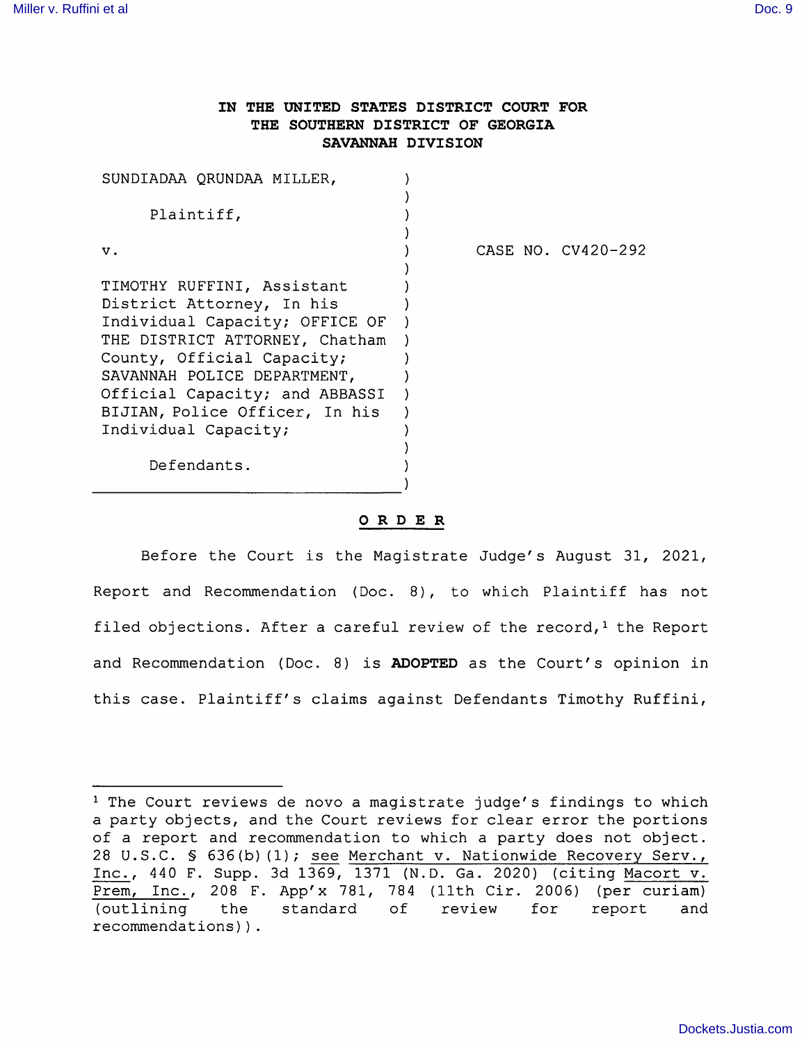# IN THE UNITED STATES DISTRICT COURT FOR THE SOUTHERN DISTRICT OF GEORGIA SAVANNAH DIVISION

SUNDIADAA QRUNDAA MILLER,

Plaintiff,

v.

TIMOTHY RUFFINI, Assistant District Attorney, In his Individual Capacity; OFFICE OF THE DISTRICT ATTORNEY, Chatham County, Official Capacity; SAVANNAH POLICE DEPARTMENT, Official Capacity; and ABBASSI BIJIAN, Police Officer, In his Individual Capacity;

Defendants.

CASE NO. CV420-292

**O R D E R**

Before the Court is the Magistrate Judge's August 31, 2021, Report and Recommendation (Doc. 8), to which Plaintiff has not filed objections. After a careful review of the record,[1] the Report and Recommendation (Doc. 8) is **ADOPTED** as the Court's opinion in this case. Plaintiff's claims against Defendants Timothy Ruffini,

---

[1] The Court reviews de novo a magistrate judge's findings to which a party objects, and the Court reviews for clear error the portions of a report and recommendation to which a party does not object. 28 U.S.C. § 636(b)(1); see Merchant v. Nationwide Recovery Serv., Inc., 440 F. Supp. 3d 1369, 1371 (N.D. Ga. 2020) (citing Macort v. Prem, Inc., 208 F. App'x 781, 784 (11th Cir. 2006) (per curiam) (outlining the standard of review for report and recommendations)).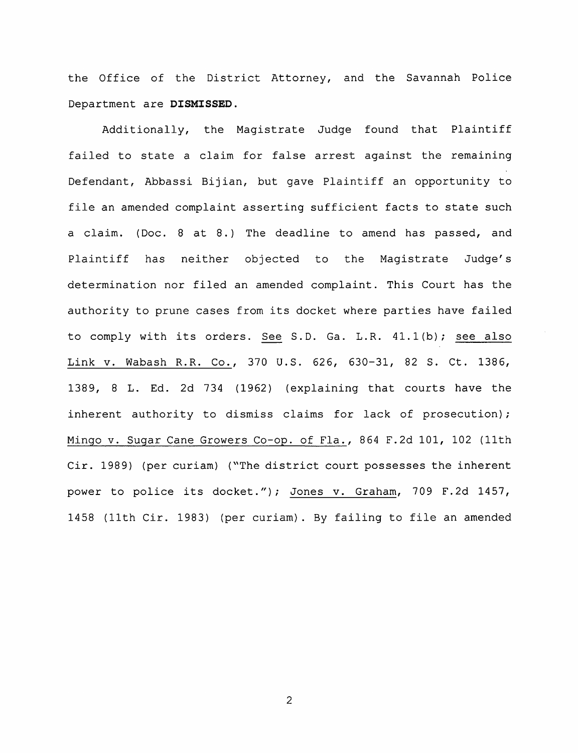the Office of the District Attorney, and the Savannah Police Department are **DISMISSED**.

Additionally, the Magistrate Judge found that Plaintiff failed to state a claim for false arrest against the remaining Defendant, Abbassi Bijian, but gave Plaintiff an opportunity to file an amended complaint asserting sufficient facts to state such a claim. (Doc. 8 at 8.) The deadline to amend has passed, and Plaintiff has neither objected to the Magistrate Judge's determination nor filed an amended complaint. This Court has the authority to prune cases from its docket where parties have failed to comply with its orders. See S.D. Ga. L.R. 41.1(b); see also Link v. Wabash R.R. Co., 370 U.S. 626, 630-31, 82 S. Ct. 1386, 1389, 8 L. Ed. 2d 734 (1962) (explaining that courts have the inherent authority to dismiss claims for lack of prosecution); Mingo v. Sugar Cane Growers Co-op. of Fla., 864 F.2d 101, 102 (11th Cir. 1989) (per curiam) ("The district court possesses the inherent power to police its docket."); Jones v. Graham, 709 F.2d 1457, 1458 (11th Cir. 1983) (per curiam). By failing to file an amended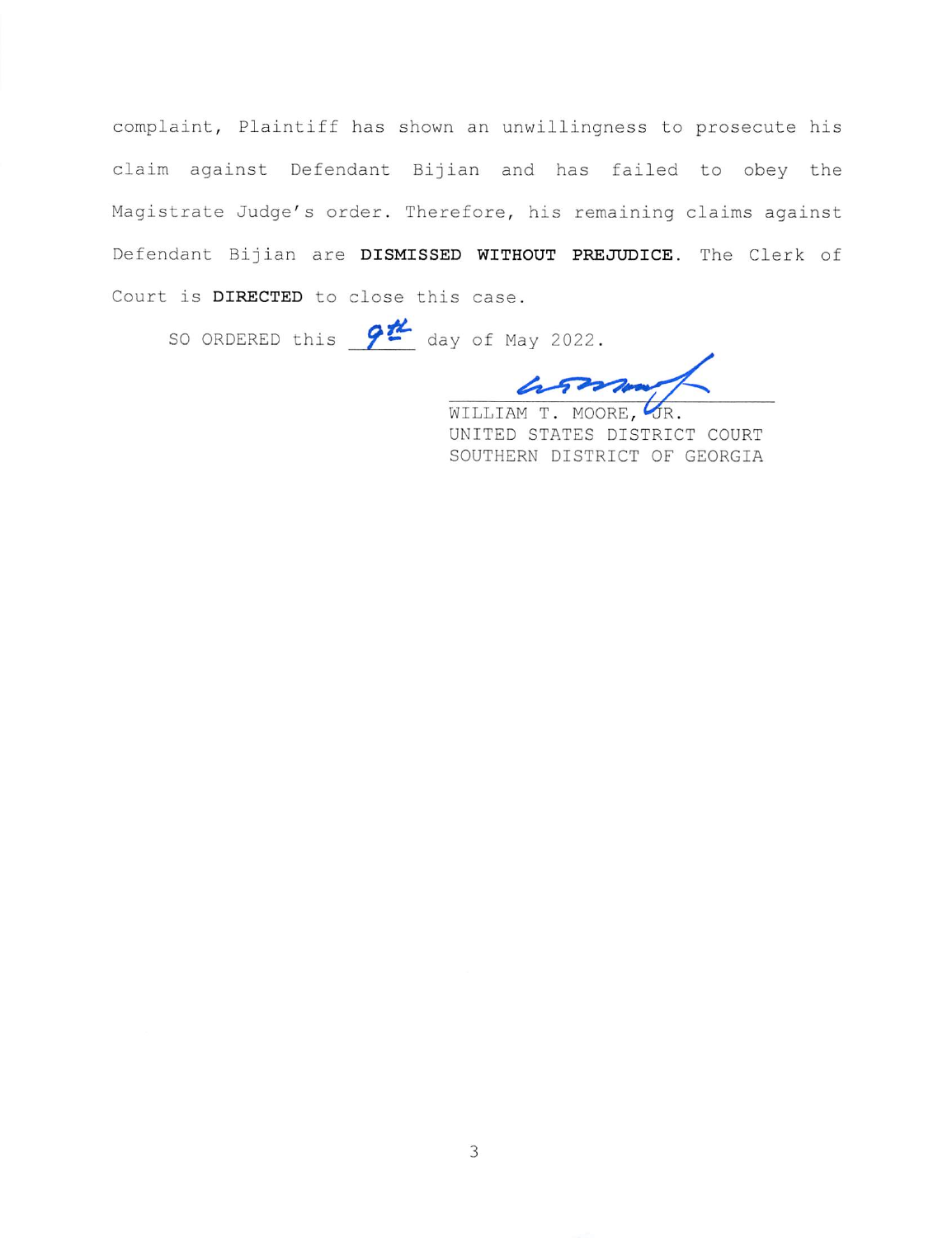complaint, Plaintiff has shown an unwillingness to prosecute his claim against Defendant Bijian and has failed to obey the Magistrate Judge's order. Therefore, his remaining claims against Defendant Bijian are **DISMISSED WITHOUT PREJUDICE**. The Clerk of Court is **DIRECTED** to close this case.

SO ORDERED this 9th day of May 2022.

WILLIAM T. MOORE, JR.
UNITED STATES DISTRICT COURT
SOUTHERN DISTRICT OF GEORGIA